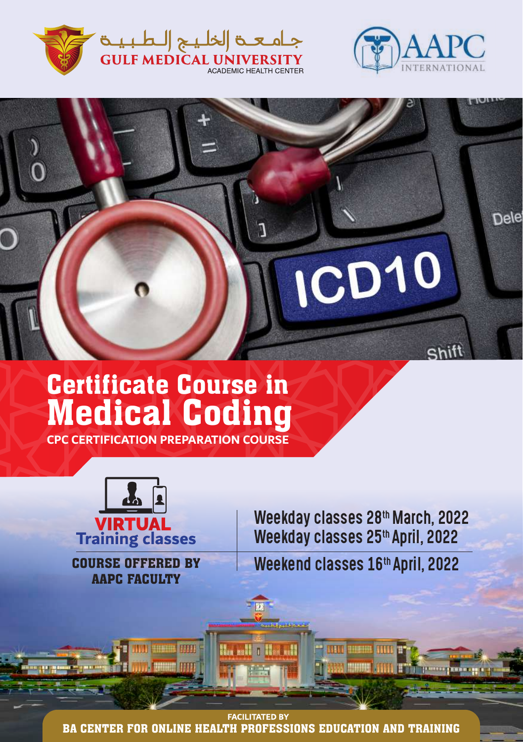جـامـعـة الخليـج الـطـبـيـة
GULF MEDICAL UNIVERSITY
ACADEMIC HEALTH CENTER

AAPC INTERNATIONAL

# Certificate Course in Medical Coding

**CPC CERTIFICATION PREPARATION COURSE**

**VIRTUAL Training classes**

**COURSE OFFERED BY AAPC FACULTY**

Weekday classes 28th March, 2022
Weekday classes 25th April, 2022

Weekend classes 16th April, 2022

FACILITATED BY
**BA CENTER FOR ONLINE HEALTH PROFESSIONS EDUCATION AND TRAINING**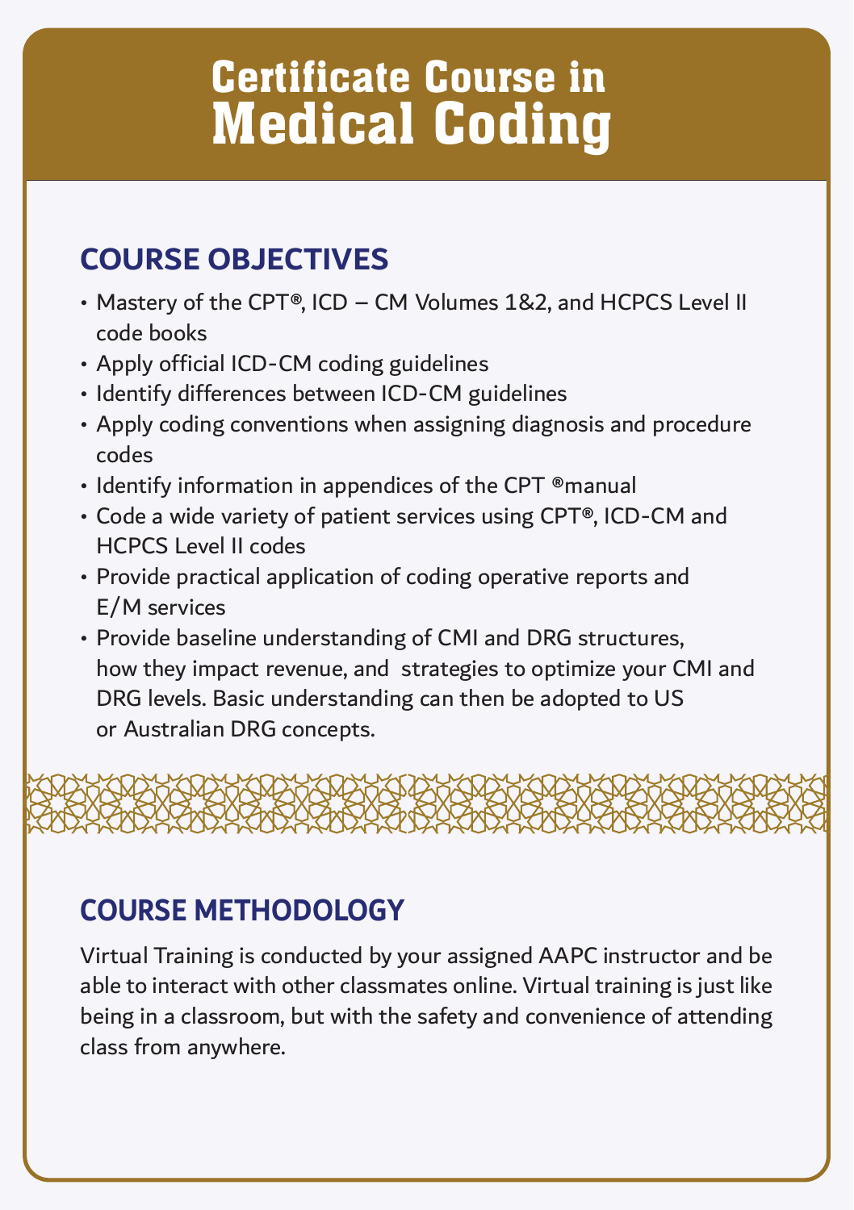# Certificate Course in Medical Coding

## COURSE OBJECTIVES

- Mastery of the CPT®, ICD – CM Volumes 1&2, and HCPCS Level II code books
- Apply official ICD-CM coding guidelines
- Identify differences between ICD-CM guidelines
- Apply coding conventions when assigning diagnosis and procedure codes
- Identify information in appendices of the CPT ®manual
- Code a wide variety of patient services using CPT®, ICD-CM and HCPCS Level II codes
- Provide practical application of coding operative reports and E/M services
- Provide baseline understanding of CMI and DRG structures, how they impact revenue, and strategies to optimize your CMI and DRG levels. Basic understanding can then be adopted to US or Australian DRG concepts.

## COURSE METHODOLOGY

Virtual Training is conducted by your assigned AAPC instructor and be able to interact with other classmates online. Virtual training is just like being in a classroom, but with the safety and convenience of attending class from anywhere.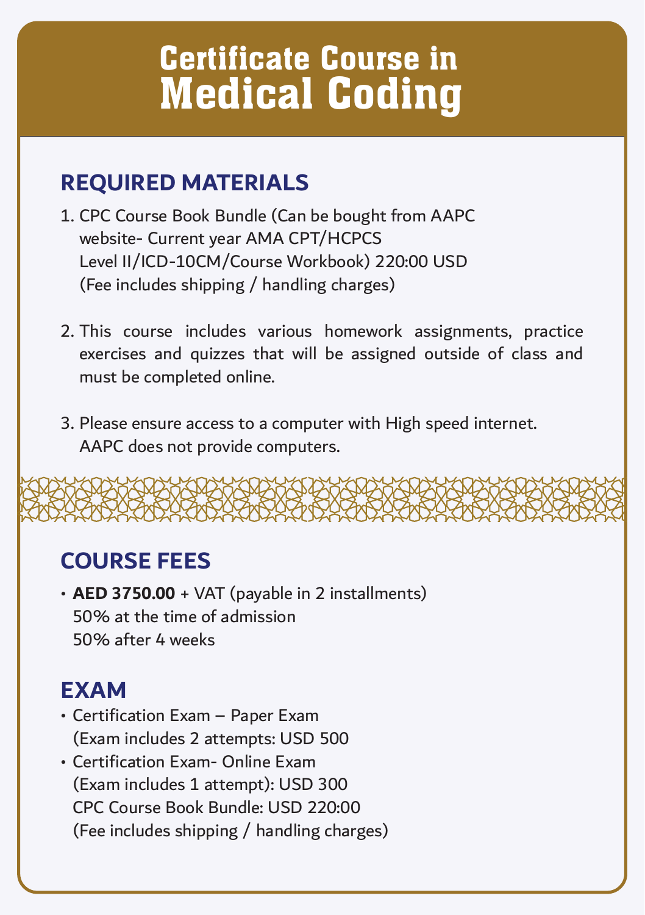# Certificate Course in Medical Coding

## REQUIRED MATERIALS

1. CPC Course Book Bundle (Can be bought from AAPC website- Current year AMA CPT/HCPCS Level II/ICD-10CM/Course Workbook) 220:00 USD (Fee includes shipping / handling charges)

2. This course includes various homework assignments, practice exercises and quizzes that will be assigned outside of class and must be completed online.

3. Please ensure access to a computer with High speed internet. AAPC does not provide computers.

## COURSE FEES

- **AED 3750.00** + VAT (payable in 2 installments)
  50% at the time of admission
  50% after 4 weeks

## EXAM

- Certification Exam – Paper Exam
  (Exam includes 2 attempts: USD 500
- Certification Exam- Online Exam
  (Exam includes 1 attempt): USD 300
  CPC Course Book Bundle: USD 220:00
  (Fee includes shipping / handling charges)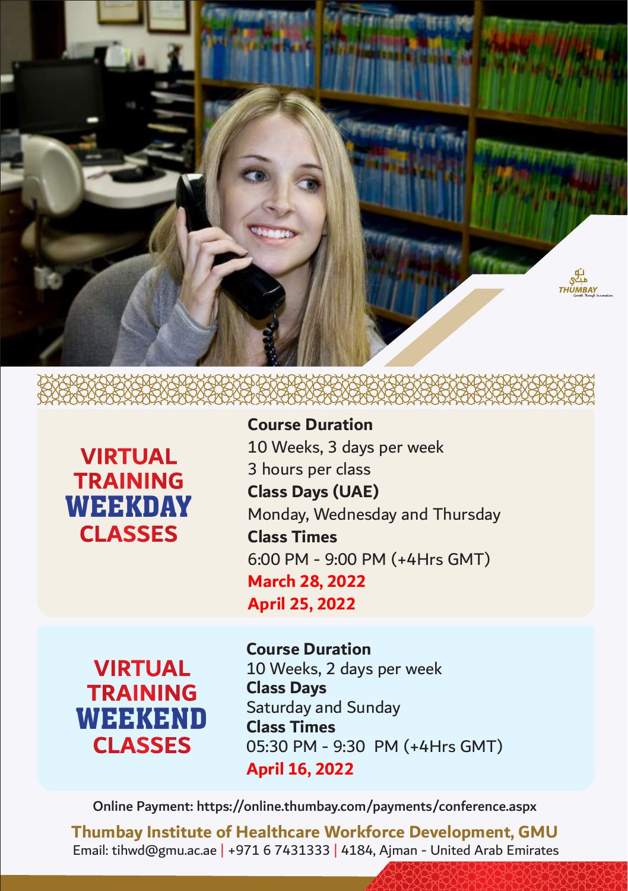THUMBAY

## VIRTUAL TRAINING WEEKDAY CLASSES

**Course Duration**
10 Weeks, 3 days per week
3 hours per class

**Class Days (UAE)**
Monday, Wednesday and Thursday

**Class Times**
6:00 PM - 9:00 PM (+4Hrs GMT)

**March 28, 2022**
**April 25, 2022**

## VIRTUAL TRAINING WEEKEND CLASSES

**Course Duration**
10 Weeks, 2 days per week

**Class Days**
Saturday and Sunday

**Class Times**
05:30 PM - 9:30 PM (+4Hrs GMT)

**April 16, 2022**

Online Payment: https://online.thumbay.com/payments/conference.aspx

**Thumbay Institute of Healthcare Workforce Development, GMU**
Email: tihwd@gmu.ac.ae | +971 6 7431333 | 4184, Ajman - United Arab Emirates